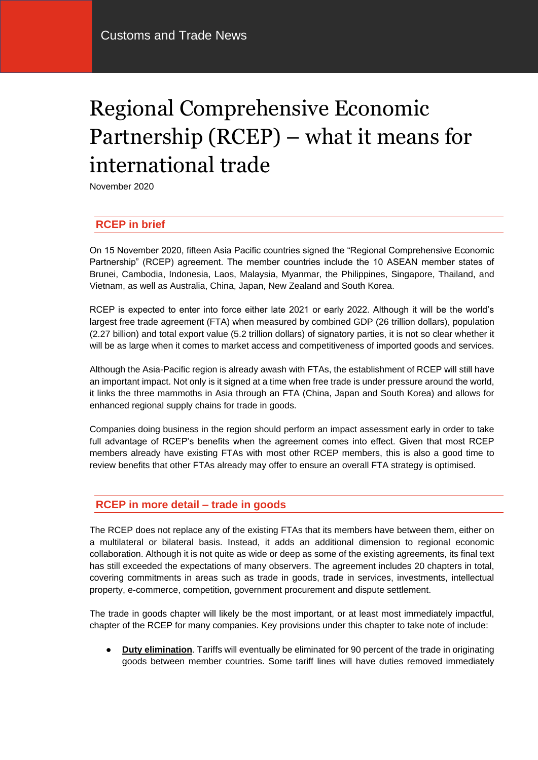Customs and Trade News

# Regional Comprehensive Economic Partnership (RCEP) – what it means for international trade

November 2020

## RCEP in brief

On 15 November 2020, fifteen Asia Pacific countries signed the "Regional Comprehensive Economic Partnership" (RCEP) agreement. The member countries include the 10 ASEAN member states of Brunei, Cambodia, Indonesia, Laos, Malaysia, Myanmar, the Philippines, Singapore, Thailand, and Vietnam, as well as Australia, China, Japan, New Zealand and South Korea.

RCEP is expected to enter into force either late 2021 or early 2022. Although it will be the world's largest free trade agreement (FTA) when measured by combined GDP (26 trillion dollars), population (2.27 billion) and total export value (5.2 trillion dollars) of signatory parties, it is not so clear whether it will be as large when it comes to market access and competitiveness of imported goods and services.

Although the Asia-Pacific region is already awash with FTAs, the establishment of RCEP will still have an important impact. Not only is it signed at a time when free trade is under pressure around the world, it links the three mammoths in Asia through an FTA (China, Japan and South Korea) and allows for enhanced regional supply chains for trade in goods.

Companies doing business in the region should perform an impact assessment early in order to take full advantage of RCEP's benefits when the agreement comes into effect. Given that most RCEP members already have existing FTAs with most other RCEP members, this is also a good time to review benefits that other FTAs already may offer to ensure an overall FTA strategy is optimised.

## RCEP in more detail – trade in goods

The RCEP does not replace any of the existing FTAs that its members have between them, either on a multilateral or bilateral basis. Instead, it adds an additional dimension to regional economic collaboration. Although it is not quite as wide or deep as some of the existing agreements, its final text has still exceeded the expectations of many observers. The agreement includes 20 chapters in total, covering commitments in areas such as trade in goods, trade in services, investments, intellectual property, e-commerce, competition, government procurement and dispute settlement.

The trade in goods chapter will likely be the most important, or at least most immediately impactful, chapter of the RCEP for many companies. Key provisions under this chapter to take note of include:

- **Duty elimination**. Tariffs will eventually be eliminated for 90 percent of the trade in originating goods between member countries. Some tariff lines will have duties removed immediately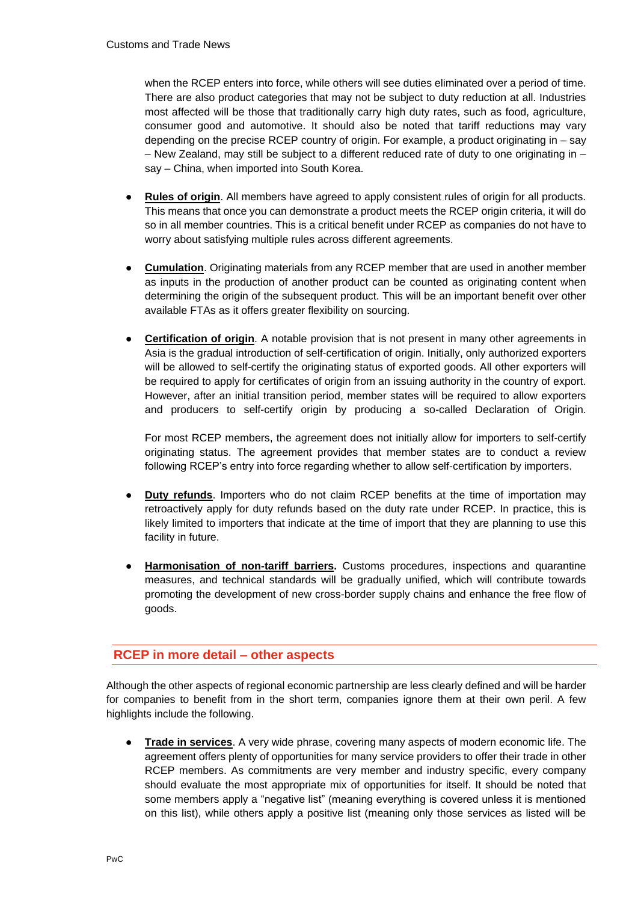when the RCEP enters into force, while others will see duties eliminated over a period of time. There are also product categories that may not be subject to duty reduction at all. Industries most affected will be those that traditionally carry high duty rates, such as food, agriculture, consumer good and automotive. It should also be noted that tariff reductions may vary depending on the precise RCEP country of origin. For example, a product originating in – say – New Zealand, may still be subject to a different reduced rate of duty to one originating in – say – China, when imported into South Korea.

- **Rules of origin**. All members have agreed to apply consistent rules of origin for all products. This means that once you can demonstrate a product meets the RCEP origin criteria, it will do so in all member countries. This is a critical benefit under RCEP as companies do not have to worry about satisfying multiple rules across different agreements.

- **Cumulation**. Originating materials from any RCEP member that are used in another member as inputs in the production of another product can be counted as originating content when determining the origin of the subsequent product. This will be an important benefit over other available FTAs as it offers greater flexibility on sourcing.

- **Certification of origin**. A notable provision that is not present in many other agreements in Asia is the gradual introduction of self-certification of origin. Initially, only authorized exporters will be allowed to self-certify the originating status of exported goods. All other exporters will be required to apply for certificates of origin from an issuing authority in the country of export. However, after an initial transition period, member states will be required to allow exporters and producers to self-certify origin by producing a so-called Declaration of Origin.

  For most RCEP members, the agreement does not initially allow for importers to self-certify originating status. The agreement provides that member states are to conduct a review following RCEP's entry into force regarding whether to allow self-certification by importers.

- **Duty refunds**. Importers who do not claim RCEP benefits at the time of importation may retroactively apply for duty refunds based on the duty rate under RCEP. In practice, this is likely limited to importers that indicate at the time of import that they are planning to use this facility in future.

- **Harmonisation of non-tariff barriers.** Customs procedures, inspections and quarantine measures, and technical standards will be gradually unified, which will contribute towards promoting the development of new cross-border supply chains and enhance the free flow of goods.

## RCEP in more detail – other aspects

Although the other aspects of regional economic partnership are less clearly defined and will be harder for companies to benefit from in the short term, companies ignore them at their own peril. A few highlights include the following.

- **Trade in services**. A very wide phrase, covering many aspects of modern economic life. The agreement offers plenty of opportunities for many service providers to offer their trade in other RCEP members. As commitments are very member and industry specific, every company should evaluate the most appropriate mix of opportunities for itself. It should be noted that some members apply a "negative list" (meaning everything is covered unless it is mentioned on this list), while others apply a positive list (meaning only those services as listed will be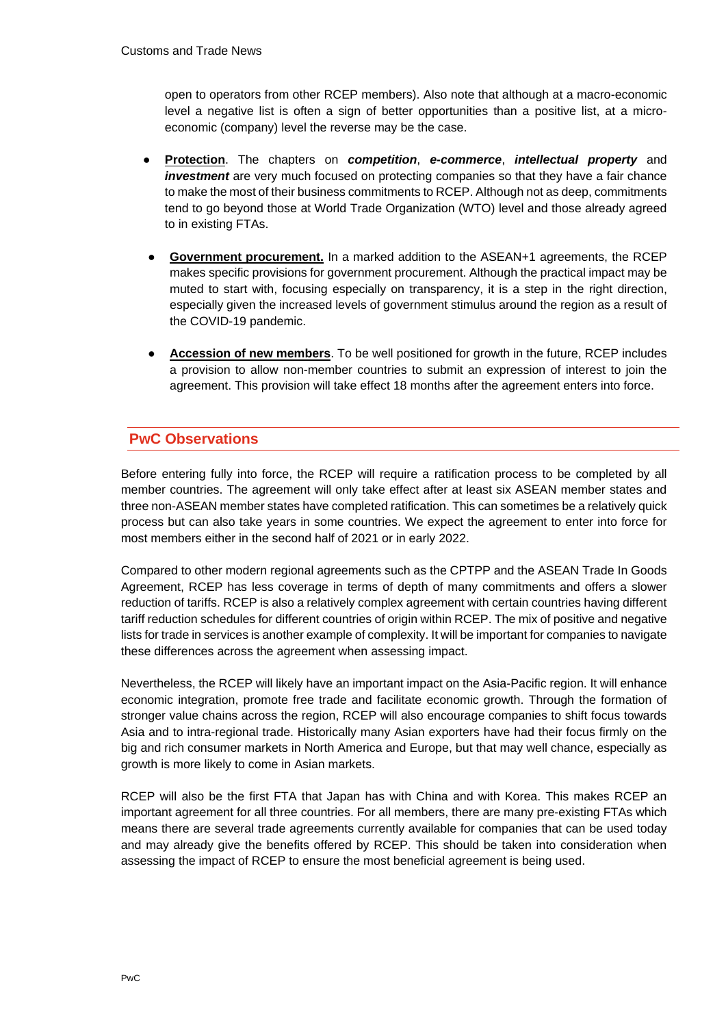open to operators from other RCEP members). Also note that although at a macro-economic level a negative list is often a sign of better opportunities than a positive list, at a micro-economic (company) level the reverse may be the case.

- **Protection**. The chapters on ***competition***, ***e-commerce***, ***intellectual property*** and ***investment*** are very much focused on protecting companies so that they have a fair chance to make the most of their business commitments to RCEP. Although not as deep, commitments tend to go beyond those at World Trade Organization (WTO) level and those already agreed to in existing FTAs.
- **Government procurement.** In a marked addition to the ASEAN+1 agreements, the RCEP makes specific provisions for government procurement. Although the practical impact may be muted to start with, focusing especially on transparency, it is a step in the right direction, especially given the increased levels of government stimulus around the region as a result of the COVID-19 pandemic.
- **Accession of new members**. To be well positioned for growth in the future, RCEP includes a provision to allow non-member countries to submit an expression of interest to join the agreement. This provision will take effect 18 months after the agreement enters into force.

## PwC Observations

Before entering fully into force, the RCEP will require a ratification process to be completed by all member countries. The agreement will only take effect after at least six ASEAN member states and three non-ASEAN member states have completed ratification. This can sometimes be a relatively quick process but can also take years in some countries. We expect the agreement to enter into force for most members either in the second half of 2021 or in early 2022.

Compared to other modern regional agreements such as the CPTPP and the ASEAN Trade In Goods Agreement, RCEP has less coverage in terms of depth of many commitments and offers a slower reduction of tariffs. RCEP is also a relatively complex agreement with certain countries having different tariff reduction schedules for different countries of origin within RCEP. The mix of positive and negative lists for trade in services is another example of complexity. It will be important for companies to navigate these differences across the agreement when assessing impact.

Nevertheless, the RCEP will likely have an important impact on the Asia-Pacific region. It will enhance economic integration, promote free trade and facilitate economic growth. Through the formation of stronger value chains across the region, RCEP will also encourage companies to shift focus towards Asia and to intra-regional trade. Historically many Asian exporters have had their focus firmly on the big and rich consumer markets in North America and Europe, but that may well chance, especially as growth is more likely to come in Asian markets.

RCEP will also be the first FTA that Japan has with China and with Korea. This makes RCEP an important agreement for all three countries. For all members, there are many pre-existing FTAs which means there are several trade agreements currently available for companies that can be used today and may already give the benefits offered by RCEP. This should be taken into consideration when assessing the impact of RCEP to ensure the most beneficial agreement is being used.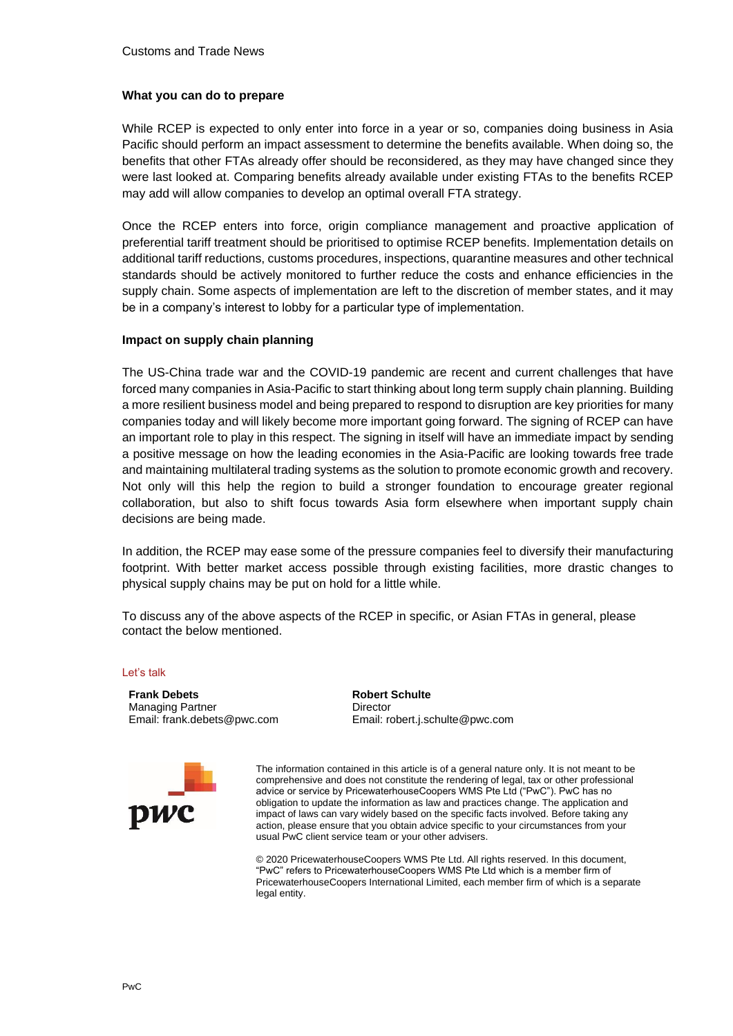### What you can do to prepare

While RCEP is expected to only enter into force in a year or so, companies doing business in Asia Pacific should perform an impact assessment to determine the benefits available. When doing so, the benefits that other FTAs already offer should be reconsidered, as they may have changed since they were last looked at. Comparing benefits already available under existing FTAs to the benefits RCEP may add will allow companies to develop an optimal overall FTA strategy.

Once the RCEP enters into force, origin compliance management and proactive application of preferential tariff treatment should be prioritised to optimise RCEP benefits. Implementation details on additional tariff reductions, customs procedures, inspections, quarantine measures and other technical standards should be actively monitored to further reduce the costs and enhance efficiencies in the supply chain. Some aspects of implementation are left to the discretion of member states, and it may be in a company's interest to lobby for a particular type of implementation.

### Impact on supply chain planning

The US-China trade war and the COVID-19 pandemic are recent and current challenges that have forced many companies in Asia-Pacific to start thinking about long term supply chain planning. Building a more resilient business model and being prepared to respond to disruption are key priorities for many companies today and will likely become more important going forward. The signing of RCEP can have an important role to play in this respect. The signing in itself will have an immediate impact by sending a positive message on how the leading economies in the Asia-Pacific are looking towards free trade and maintaining multilateral trading systems as the solution to promote economic growth and recovery. Not only will this help the region to build a stronger foundation to encourage greater regional collaboration, but also to shift focus towards Asia form elsewhere when important supply chain decisions are being made.

In addition, the RCEP may ease some of the pressure companies feel to diversify their manufacturing footprint. With better market access possible through existing facilities, more drastic changes to physical supply chains may be put on hold for a little while.

To discuss any of the above aspects of the RCEP in specific, or Asian FTAs in general, please contact the below mentioned.

Let's talk

**Frank Debets**
Managing Partner
Email: frank.debets@pwc.com

**Robert Schulte**
Director
Email: robert.j.schulte@pwc.com

pwc

The information contained in this article is of a general nature only. It is not meant to be comprehensive and does not constitute the rendering of legal, tax or other professional advice or service by PricewaterhouseCoopers WMS Pte Ltd ("PwC"). PwC has no obligation to update the information as law and practices change. The application and impact of laws can vary widely based on the specific facts involved. Before taking any action, please ensure that you obtain advice specific to your circumstances from your usual PwC client service team or your other advisers.

© 2020 PricewaterhouseCoopers WMS Pte Ltd. All rights reserved. In this document, "PwC" refers to PricewaterhouseCoopers WMS Pte Ltd which is a member firm of PricewaterhouseCoopers International Limited, each member firm of which is a separate legal entity.